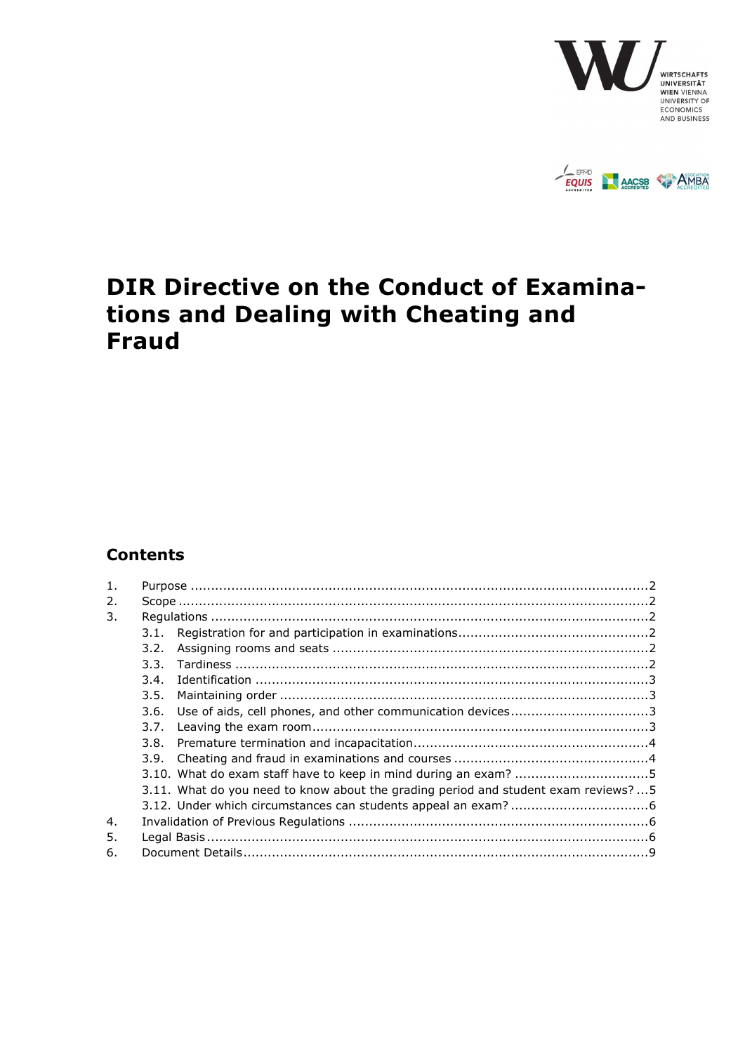# DIR Directive on the Conduct of Examinations and Dealing with Cheating and Fraud

## Contents

1. Purpose ....2
2. Scope ....2
3. Regulations ....2
   - 3.1. Registration for and participation in examinations ....2
   - 3.2. Assigning rooms and seats ....2
   - 3.3. Tardiness ....2
   - 3.4. Identification ....3
   - 3.5. Maintaining order ....3
   - 3.6. Use of aids, cell phones, and other communication devices ....3
   - 3.7. Leaving the exam room ....3
   - 3.8. Premature termination and incapacitation ....4
   - 3.9. Cheating and fraud in examinations and courses ....4
   - 3.10. What do exam staff have to keep in mind during an exam? ....5
   - 3.11. What do you need to know about the grading period and student exam reviews? ....5
   - 3.12. Under which circumstances can students appeal an exam? ....6
4. Invalidation of Previous Regulations ....6
5. Legal Basis ....6
6. Document Details ....9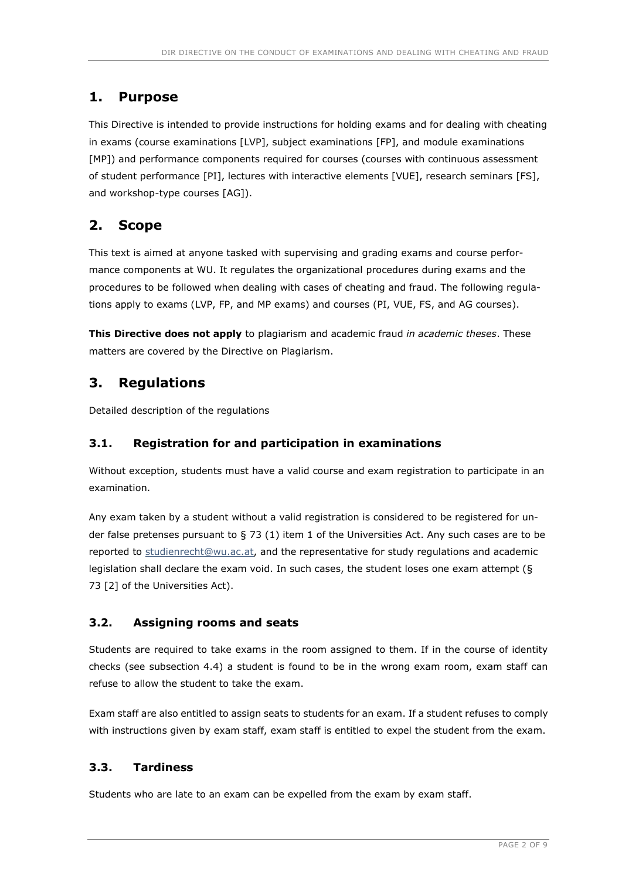## 1. Purpose

This Directive is intended to provide instructions for holding exams and for dealing with cheating in exams (course examinations [LVP], subject examinations [FP], and module examinations [MP]) and performance components required for courses (courses with continuous assessment of student performance [PI], lectures with interactive elements [VUE], research seminars [FS], and workshop-type courses [AG]).

## 2. Scope

This text is aimed at anyone tasked with supervising and grading exams and course performance components at WU. It regulates the organizational procedures during exams and the procedures to be followed when dealing with cases of cheating and fraud. The following regulations apply to exams (LVP, FP, and MP exams) and courses (PI, VUE, FS, and AG courses).

**This Directive does not apply** to plagiarism and academic fraud *in academic theses*. These matters are covered by the Directive on Plagiarism.

## 3. Regulations

Detailed description of the regulations

### 3.1. Registration for and participation in examinations

Without exception, students must have a valid course and exam registration to participate in an examination.

Any exam taken by a student without a valid registration is considered to be registered for under false pretenses pursuant to § 73 (1) item 1 of the Universities Act. Any such cases are to be reported to studienrecht@wu.ac.at, and the representative for study regulations and academic legislation shall declare the exam void. In such cases, the student loses one exam attempt (§ 73 [2] of the Universities Act).

### 3.2. Assigning rooms and seats

Students are required to take exams in the room assigned to them. If in the course of identity checks (see subsection 4.4) a student is found to be in the wrong exam room, exam staff can refuse to allow the student to take the exam.

Exam staff are also entitled to assign seats to students for an exam. If a student refuses to comply with instructions given by exam staff, exam staff is entitled to expel the student from the exam.

### 3.3. Tardiness

Students who are late to an exam can be expelled from the exam by exam staff.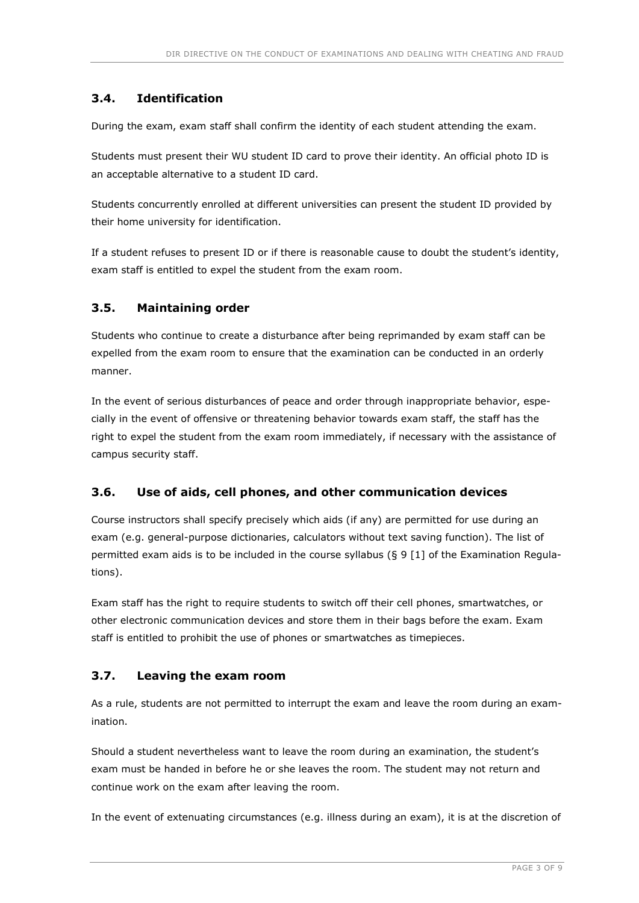## 3.4. Identification

During the exam, exam staff shall confirm the identity of each student attending the exam.

Students must present their WU student ID card to prove their identity. An official photo ID is an acceptable alternative to a student ID card.

Students concurrently enrolled at different universities can present the student ID provided by their home university for identification.

If a student refuses to present ID or if there is reasonable cause to doubt the student's identity, exam staff is entitled to expel the student from the exam room.

## 3.5. Maintaining order

Students who continue to create a disturbance after being reprimanded by exam staff can be expelled from the exam room to ensure that the examination can be conducted in an orderly manner.

In the event of serious disturbances of peace and order through inappropriate behavior, especially in the event of offensive or threatening behavior towards exam staff, the staff has the right to expel the student from the exam room immediately, if necessary with the assistance of campus security staff.

## 3.6. Use of aids, cell phones, and other communication devices

Course instructors shall specify precisely which aids (if any) are permitted for use during an exam (e.g. general-purpose dictionaries, calculators without text saving function). The list of permitted exam aids is to be included in the course syllabus (§ 9 [1] of the Examination Regulations).

Exam staff has the right to require students to switch off their cell phones, smartwatches, or other electronic communication devices and store them in their bags before the exam. Exam staff is entitled to prohibit the use of phones or smartwatches as timepieces.

## 3.7. Leaving the exam room

As a rule, students are not permitted to interrupt the exam and leave the room during an examination.

Should a student nevertheless want to leave the room during an examination, the student's exam must be handed in before he or she leaves the room. The student may not return and continue work on the exam after leaving the room.

In the event of extenuating circumstances (e.g. illness during an exam), it is at the discretion of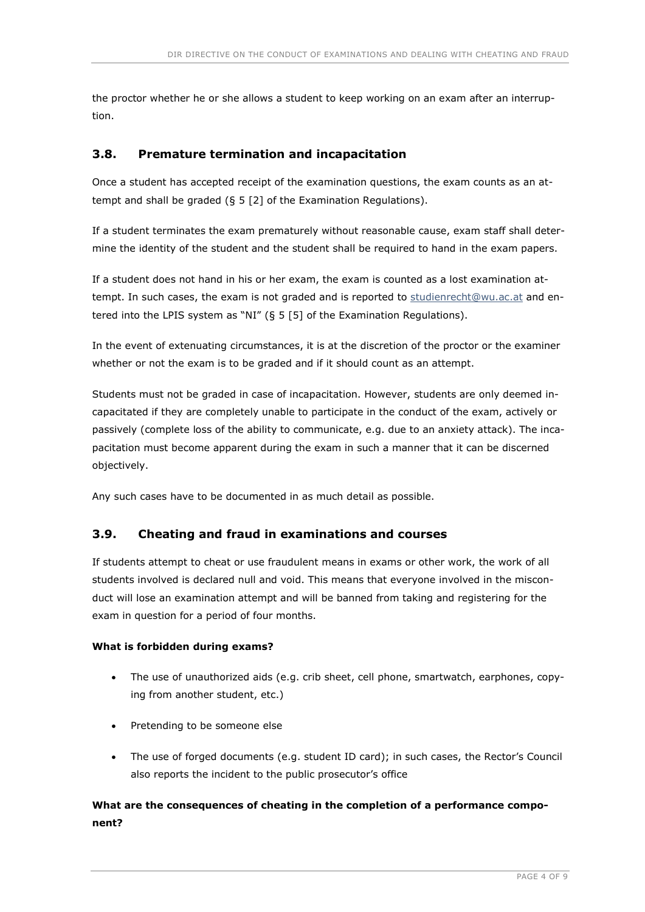the proctor whether he or she allows a student to keep working on an exam after an interruption.

### 3.8. Premature termination and incapacitation

Once a student has accepted receipt of the examination questions, the exam counts as an attempt and shall be graded (§ 5 [2] of the Examination Regulations).

If a student terminates the exam prematurely without reasonable cause, exam staff shall determine the identity of the student and the student shall be required to hand in the exam papers.

If a student does not hand in his or her exam, the exam is counted as a lost examination attempt. In such cases, the exam is not graded and is reported to studienrecht@wu.ac.at and entered into the LPIS system as "NI" (§ 5 [5] of the Examination Regulations).

In the event of extenuating circumstances, it is at the discretion of the proctor or the examiner whether or not the exam is to be graded and if it should count as an attempt.

Students must not be graded in case of incapacitation. However, students are only deemed incapacitated if they are completely unable to participate in the conduct of the exam, actively or passively (complete loss of the ability to communicate, e.g. due to an anxiety attack). The incapacitation must become apparent during the exam in such a manner that it can be discerned objectively.

Any such cases have to be documented in as much detail as possible.

### 3.9. Cheating and fraud in examinations and courses

If students attempt to cheat or use fraudulent means in exams or other work, the work of all students involved is declared null and void. This means that everyone involved in the misconduct will lose an examination attempt and will be banned from taking and registering for the exam in question for a period of four months.

**What is forbidden during exams?**

- The use of unauthorized aids (e.g. crib sheet, cell phone, smartwatch, earphones, copying from another student, etc.)
- Pretending to be someone else
- The use of forged documents (e.g. student ID card); in such cases, the Rector's Council also reports the incident to the public prosecutor's office

**What are the consequences of cheating in the completion of a performance component?**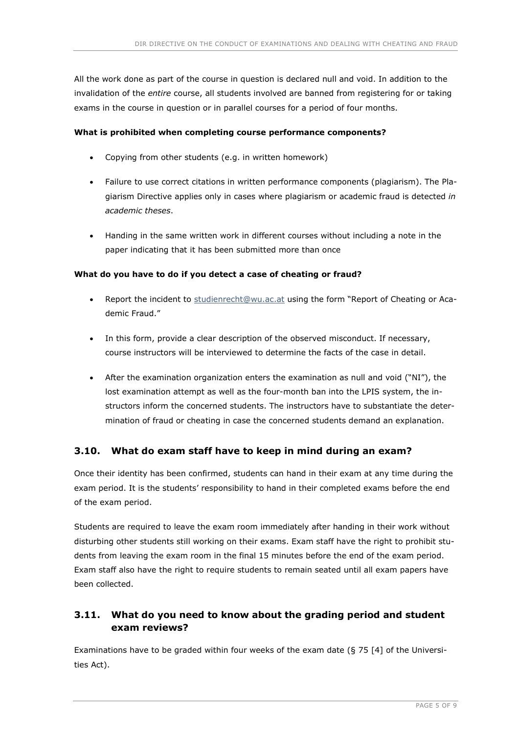All the work done as part of the course in question is declared null and void. In addition to the invalidation of the *entire* course, all students involved are banned from registering for or taking exams in the course in question or in parallel courses for a period of four months.

**What is prohibited when completing course performance components?**

- Copying from other students (e.g. in written homework)
- Failure to use correct citations in written performance components (plagiarism). The Plagiarism Directive applies only in cases where plagiarism or academic fraud is detected *in academic theses*.
- Handing in the same written work in different courses without including a note in the paper indicating that it has been submitted more than once

**What do you have to do if you detect a case of cheating or fraud?**

- Report the incident to studienrecht@wu.ac.at using the form "Report of Cheating or Academic Fraud."
- In this form, provide a clear description of the observed misconduct. If necessary, course instructors will be interviewed to determine the facts of the case in detail.
- After the examination organization enters the examination as null and void ("NI"), the lost examination attempt as well as the four-month ban into the LPIS system, the instructors inform the concerned students. The instructors have to substantiate the determination of fraud or cheating in case the concerned students demand an explanation.

## 3.10. What do exam staff have to keep in mind during an exam?

Once their identity has been confirmed, students can hand in their exam at any time during the exam period. It is the students' responsibility to hand in their completed exams before the end of the exam period.

Students are required to leave the exam room immediately after handing in their work without disturbing other students still working on their exams. Exam staff have the right to prohibit students from leaving the exam room in the final 15 minutes before the end of the exam period. Exam staff also have the right to require students to remain seated until all exam papers have been collected.

## 3.11. What do you need to know about the grading period and student exam reviews?

Examinations have to be graded within four weeks of the exam date (§ 75 [4] of the Universities Act).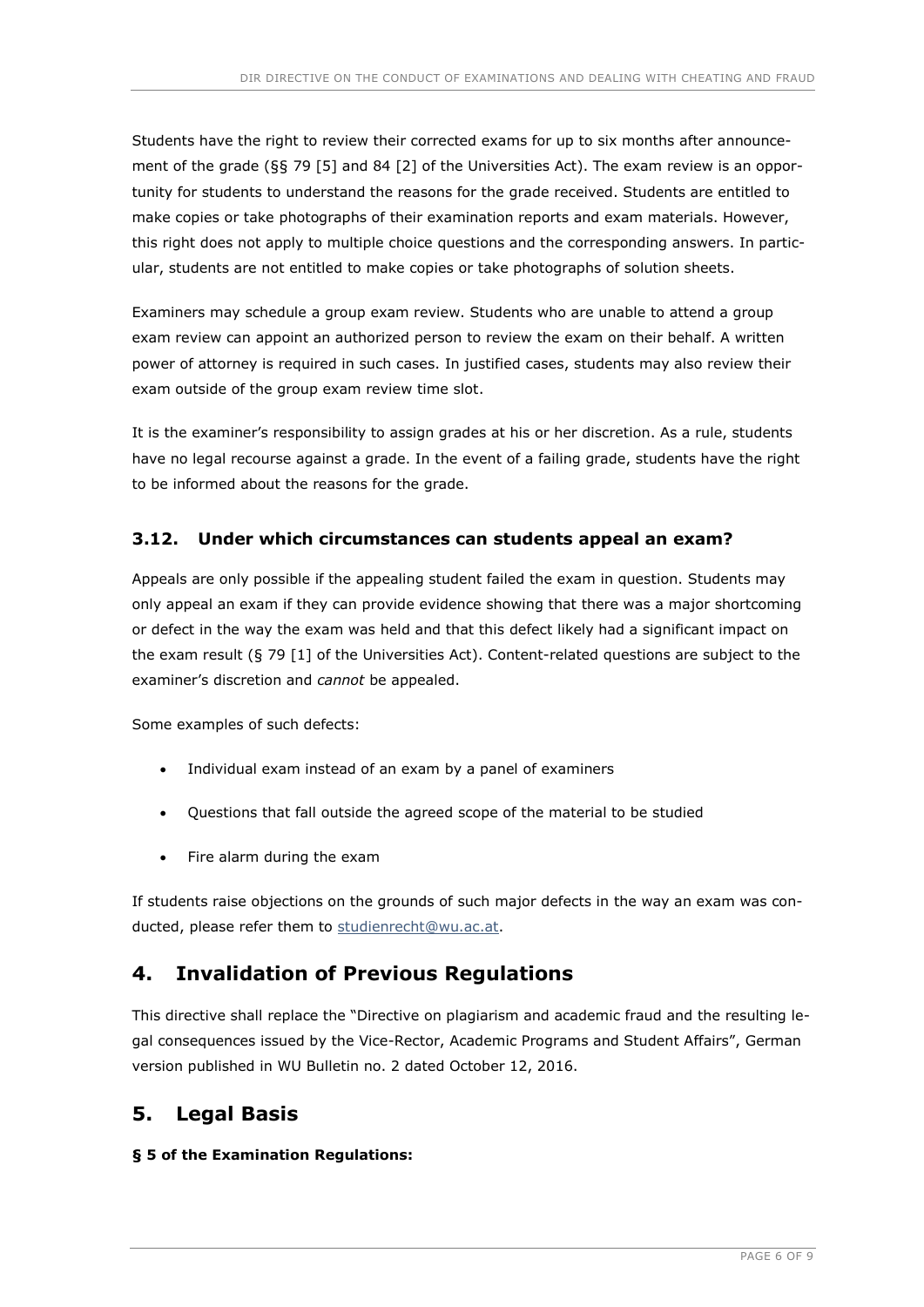Students have the right to review their corrected exams for up to six months after announcement of the grade (§§ 79 [5] and 84 [2] of the Universities Act). The exam review is an opportunity for students to understand the reasons for the grade received. Students are entitled to make copies or take photographs of their examination reports and exam materials. However, this right does not apply to multiple choice questions and the corresponding answers. In particular, students are not entitled to make copies or take photographs of solution sheets.

Examiners may schedule a group exam review. Students who are unable to attend a group exam review can appoint an authorized person to review the exam on their behalf. A written power of attorney is required in such cases. In justified cases, students may also review their exam outside of the group exam review time slot.

It is the examiner's responsibility to assign grades at his or her discretion. As a rule, students have no legal recourse against a grade. In the event of a failing grade, students have the right to be informed about the reasons for the grade.

### 3.12. Under which circumstances can students appeal an exam?

Appeals are only possible if the appealing student failed the exam in question. Students may only appeal an exam if they can provide evidence showing that there was a major shortcoming or defect in the way the exam was held and that this defect likely had a significant impact on the exam result (§ 79 [1] of the Universities Act). Content-related questions are subject to the examiner's discretion and *cannot* be appealed.

Some examples of such defects:

- Individual exam instead of an exam by a panel of examiners
- Questions that fall outside the agreed scope of the material to be studied
- Fire alarm during the exam

If students raise objections on the grounds of such major defects in the way an exam was conducted, please refer them to studienrecht@wu.ac.at.

## 4. Invalidation of Previous Regulations

This directive shall replace the "Directive on plagiarism and academic fraud and the resulting legal consequences issued by the Vice-Rector, Academic Programs and Student Affairs", German version published in WU Bulletin no. 2 dated October 12, 2016.

## 5. Legal Basis

**§ 5 of the Examination Regulations:**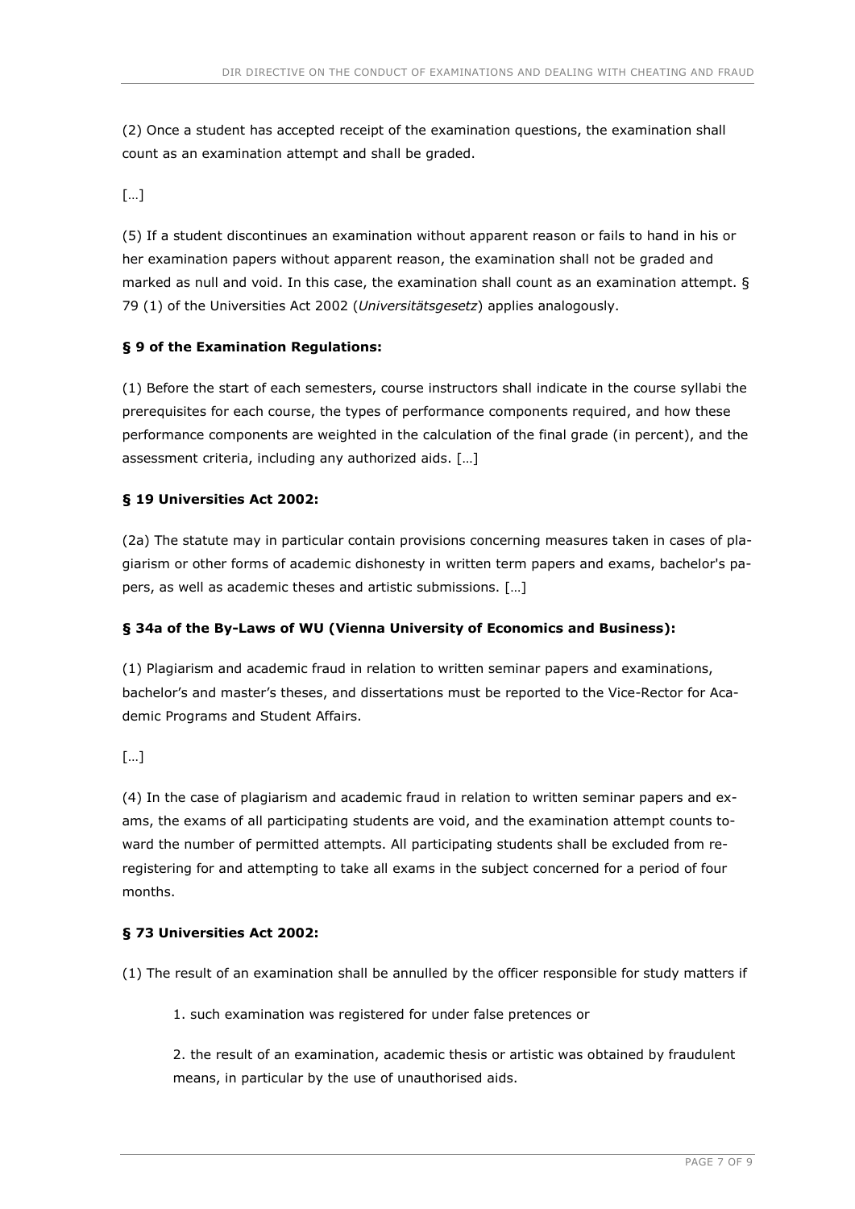(2) Once a student has accepted receipt of the examination questions, the examination shall count as an examination attempt and shall be graded.

[…]

(5) If a student discontinues an examination without apparent reason or fails to hand in his or her examination papers without apparent reason, the examination shall not be graded and marked as null and void. In this case, the examination shall count as an examination attempt. § 79 (1) of the Universities Act 2002 (*Universitätsgesetz*) applies analogously.

**§ 9 of the Examination Regulations:**

(1) Before the start of each semesters, course instructors shall indicate in the course syllabi the prerequisites for each course, the types of performance components required, and how these performance components are weighted in the calculation of the final grade (in percent), and the assessment criteria, including any authorized aids. […]

**§ 19 Universities Act 2002:**

(2a) The statute may in particular contain provisions concerning measures taken in cases of plagiarism or other forms of academic dishonesty in written term papers and exams, bachelor's papers, as well as academic theses and artistic submissions. […]

**§ 34a of the By-Laws of WU (Vienna University of Economics and Business):**

(1) Plagiarism and academic fraud in relation to written seminar papers and examinations, bachelor's and master's theses, and dissertations must be reported to the Vice-Rector for Academic Programs and Student Affairs.

[…]

(4) In the case of plagiarism and academic fraud in relation to written seminar papers and exams, the exams of all participating students are void, and the examination attempt counts toward the number of permitted attempts. All participating students shall be excluded from re-registering for and attempting to take all exams in the subject concerned for a period of four months.

**§ 73 Universities Act 2002:**

(1) The result of an examination shall be annulled by the officer responsible for study matters if

1. such examination was registered for under false pretences or

2. the result of an examination, academic thesis or artistic was obtained by fraudulent means, in particular by the use of unauthorised aids.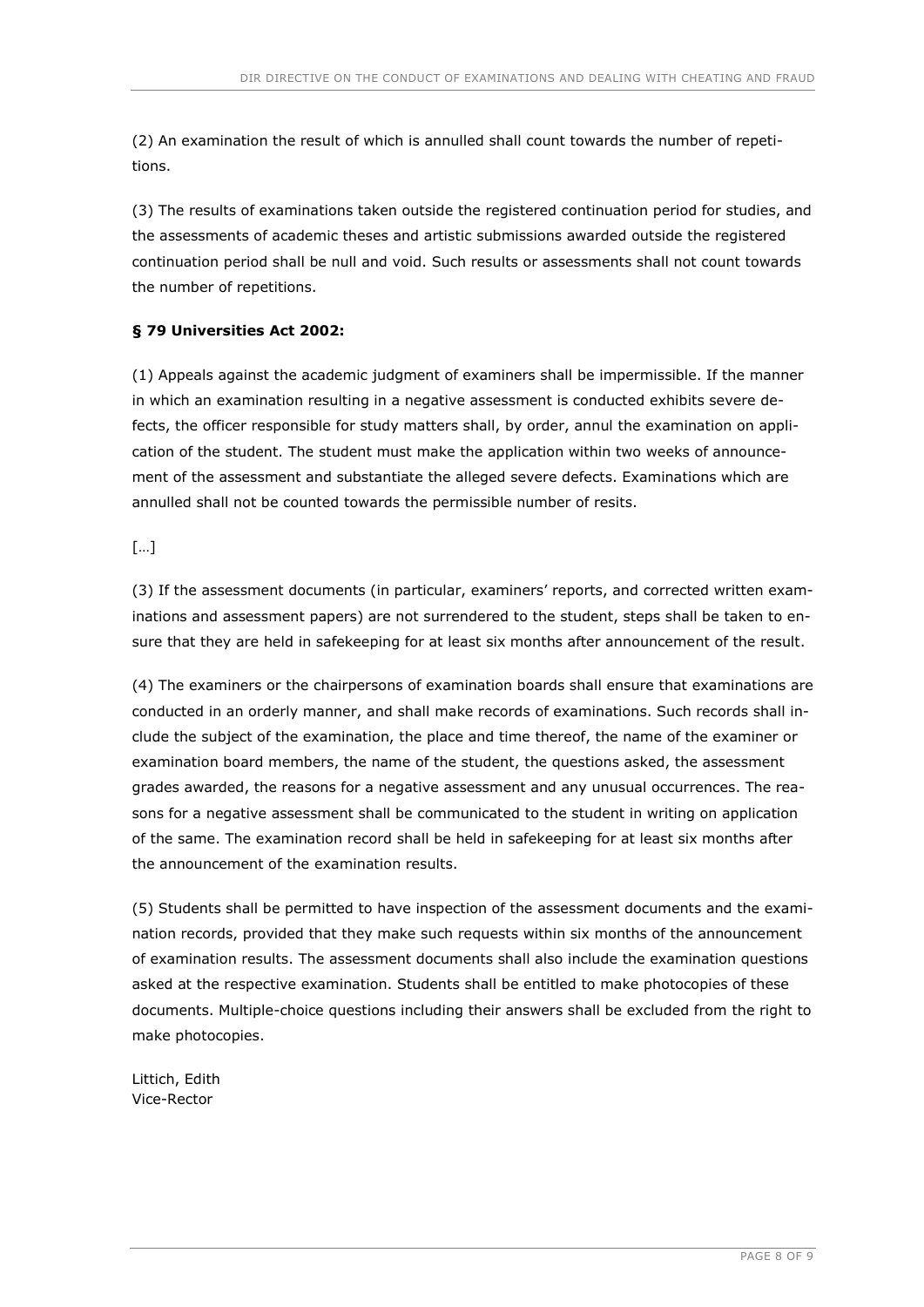(2) An examination the result of which is annulled shall count towards the number of repetitions.

(3) The results of examinations taken outside the registered continuation period for studies, and the assessments of academic theses and artistic submissions awarded outside the registered continuation period shall be null and void. Such results or assessments shall not count towards the number of repetitions.

**§ 79 Universities Act 2002:**

(1) Appeals against the academic judgment of examiners shall be impermissible. If the manner in which an examination resulting in a negative assessment is conducted exhibits severe defects, the officer responsible for study matters shall, by order, annul the examination on application of the student. The student must make the application within two weeks of announcement of the assessment and substantiate the alleged severe defects. Examinations which are annulled shall not be counted towards the permissible number of resits.

[…]

(3) If the assessment documents (in particular, examiners' reports, and corrected written examinations and assessment papers) are not surrendered to the student, steps shall be taken to ensure that they are held in safekeeping for at least six months after announcement of the result.

(4) The examiners or the chairpersons of examination boards shall ensure that examinations are conducted in an orderly manner, and shall make records of examinations. Such records shall include the subject of the examination, the place and time thereof, the name of the examiner or examination board members, the name of the student, the questions asked, the assessment grades awarded, the reasons for a negative assessment and any unusual occurrences. The reasons for a negative assessment shall be communicated to the student in writing on application of the same. The examination record shall be held in safekeeping for at least six months after the announcement of the examination results.

(5) Students shall be permitted to have inspection of the assessment documents and the examination records, provided that they make such requests within six months of the announcement of examination results. The assessment documents shall also include the examination questions asked at the respective examination. Students shall be entitled to make photocopies of these documents. Multiple-choice questions including their answers shall be excluded from the right to make photocopies.

Littich, Edith
Vice-Rector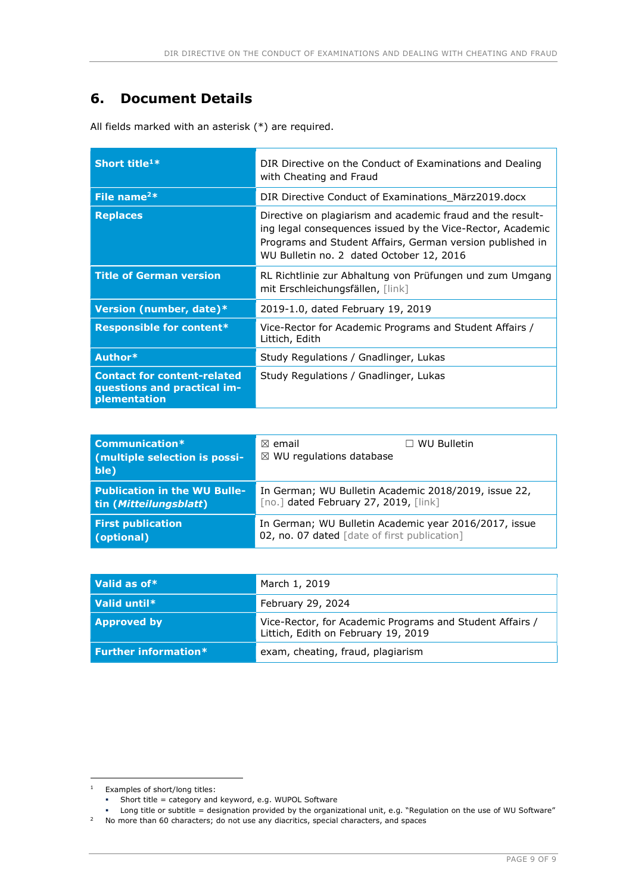## 6. Document Details

All fields marked with an asterisk (*) are required.

| | |
|---|---|
| **Short title[1]*** | DIR Directive on the Conduct of Examinations and Dealing with Cheating and Fraud |
| **File name[2]*** | DIR Directive Conduct of Examinations_März2019.docx |
| **Replaces** | Directive on plagiarism and academic fraud and the resulting legal consequences issued by the Vice-Rector, Academic Programs and Student Affairs, German version published in WU Bulletin no. 2 dated October 12, 2016 |
| **Title of German version** | RL Richtlinie zur Abhaltung von Prüfungen und zum Umgang mit Erschleichungsfällen, [link] |
| **Version (number, date)*** | 2019-1.0, dated February 19, 2019 |
| **Responsible for content*** | Vice-Rector for Academic Programs and Student Affairs / Littich, Edith |
| **Author*** | Study Regulations / Gnadlinger, Lukas |
| **Contact for content-related questions and practical implementation** | Study Regulations / Gnadlinger, Lukas |

| | |
|---|---|
| **Communication* (multiple selection is possible)** | ☒ email ☐ WU Bulletin ☒ WU regulations database |
| **Publication in the WU Bulletin (*Mitteilungsblatt*)** | In German; WU Bulletin Academic 2018/2019, issue 22, [no.] dated February 27, 2019, [link] |
| **First publication (optional)** | In German; WU Bulletin Academic year 2016/2017, issue 02, no. 07 dated [date of first publication] |

| | |
|---|---|
| **Valid as of*** | March 1, 2019 |
| **Valid until*** | February 29, 2024 |
| **Approved by** | Vice-Rector, for Academic Programs and Student Affairs / Littich, Edith on February 19, 2019 |
| **Further information*** | exam, cheating, fraud, plagiarism |

[1] Examples of short/long titles:
- Short title = category and keyword, e.g. WUPOL Software
- Long title or subtitle = designation provided by the organizational unit, e.g. "Regulation on the use of WU Software"

[2] No more than 60 characters; do not use any diacritics, special characters, and spaces